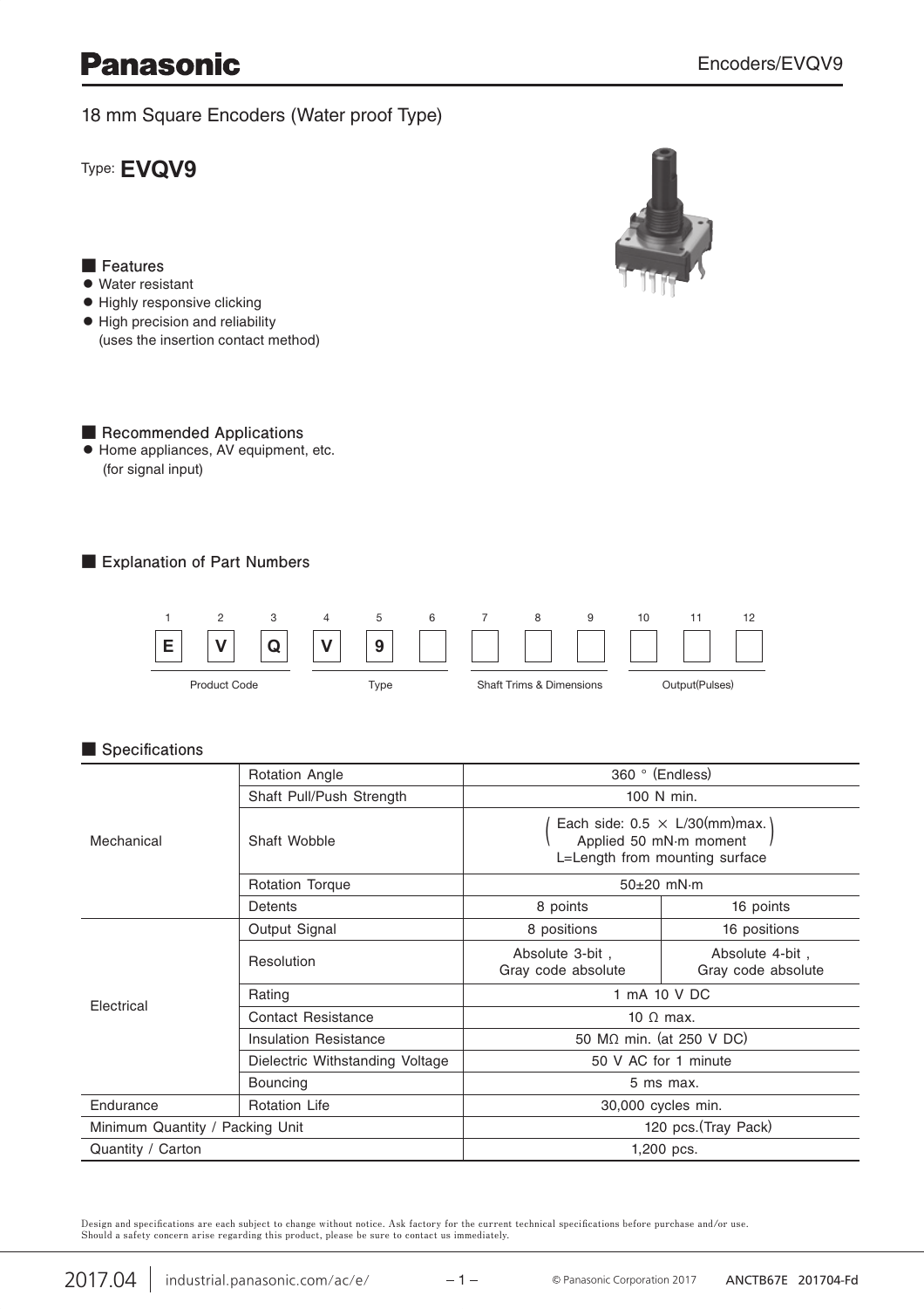Panasonic

18 mm Square Encoders (Water proof Type)

Type: **EVQV9**

## ■ Features

- Water resistant
- Highly responsive clicking
- High precision and reliability (uses the insertion contact method)

## ■ Recommended Applications

- Home appliances, AV equipment, etc. (for signal input)

## ■ Explanation of Part Numbers

| 1 | 2 | 3 | 4 | 5 | 6 | 7 | 8 | 9 | 10 | 11 | 12 |
|---|---|---|---|---|---|---|---|---|---|---|---|
| E | V | Q | V | 9 | | | | | | | |
| Product Code | | | Type | | | Shaft Trims & Dimensions | | | Output(Pulses) | | |

## ■ Specifications

| | | | |
|---|---|---|---|
| Mechanical | Rotation Angle | 360 ° (Endless) | |
| | Shaft Pull/Push Strength | 100 N min. | |
| | Shaft Wobble | (Each side: 0.5 × L/30(mm)max. Applied 50 mN·m moment) L=Length from mounting surface | |
| | Rotation Torque | 50±20 mN·m | |
| | Detents | 8 points | 16 points |
| Electrical | Output Signal | 8 positions | 16 positions |
| | Resolution | Absolute 3-bit , Gray code absolute | Absolute 4-bit , Gray code absolute |
| | Rating | 1 mA 10 V DC | |
| | Contact Resistance | 10 Ω max. | |
| | Insulation Resistance | 50 MΩ min. (at 250 V DC) | |
| | Dielectric Withstanding Voltage | 50 V AC for 1 minute | |
| | Bouncing | 5 ms max. | |
| Endurance | Rotation Life | 30,000 cycles min. | |
| Minimum Quantity / Packing Unit | | 120 pcs.(Tray Pack) | |
| Quantity / Carton | | 1,200 pcs. | |

Design and specifications are each subject to change without notice. Ask factory for the current technical specifications before purchase and/or use.
Should a safety concern arise regarding this product, please be sure to contact us immediately.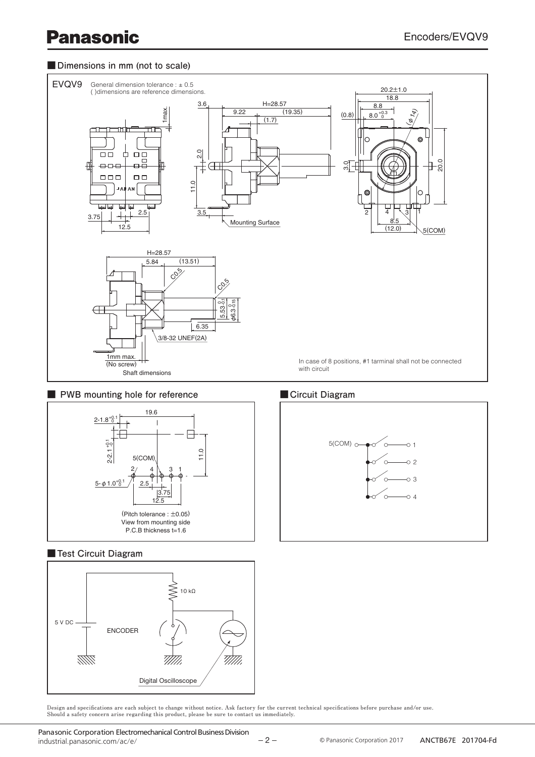## Dimensions in mm (not to scale)

EVQV9

General dimension tolerance : ± 0.5

( )dimensions are reference dimensions.

1max.

3.75

2.5

12.5

3.6

H=28.57

9.22

(19.35)

(1.7)

2.0

11.0

3.5

Mounting Surface

20.2±1.0

18.8

8.8

(0.8)

8.0 $^{+0.3}_{0}$

(φ14)

3.0

20.0

2 4 3 1

8.5

(12.0)

5(COM)

H=28.57

5.84

(13.51)

C0.5

C0.5

5.53 $^{0}_{-0.1}$

φ6.3 $^{0}_{-0.15}$

6.35

3/8-32 UNEF(2A)

1mm max.
(No screw)

Shaft dimensions

In case of 8 positions, #1 terminal shall not be connected with circuit

## PWB mounting hole for reference

19.6

2-1.8 $^{+0.1}_{0}$

2-2.1 $^{+0.1}_{0}$

5(COM)

11.0

2 4 3 1

5-φ1.0 $^{+0.1}_{0}$

2.5

3.75

12.5

(Pitch tolerance : ±0.05)
View from mounting side
P.C.B thickness t=1.6

## Circuit Diagram

5(COM)

1

2

3

4

## Test Circuit Diagram

10 kΩ

5 V DC

ENCODER

Digital Oscilloscope

Design and specifications are each subject to change without notice. Ask factory for the current technical specifications before purchase and/or use.
Should a safety concern arise regarding this product, please be sure to contact us immediately.

Panasonic Corporation Electromechanical Control Business Division
industrial.panasonic.com/ac/e/

© Panasonic Corporation 2017 ANCTB67E 201704-Fd